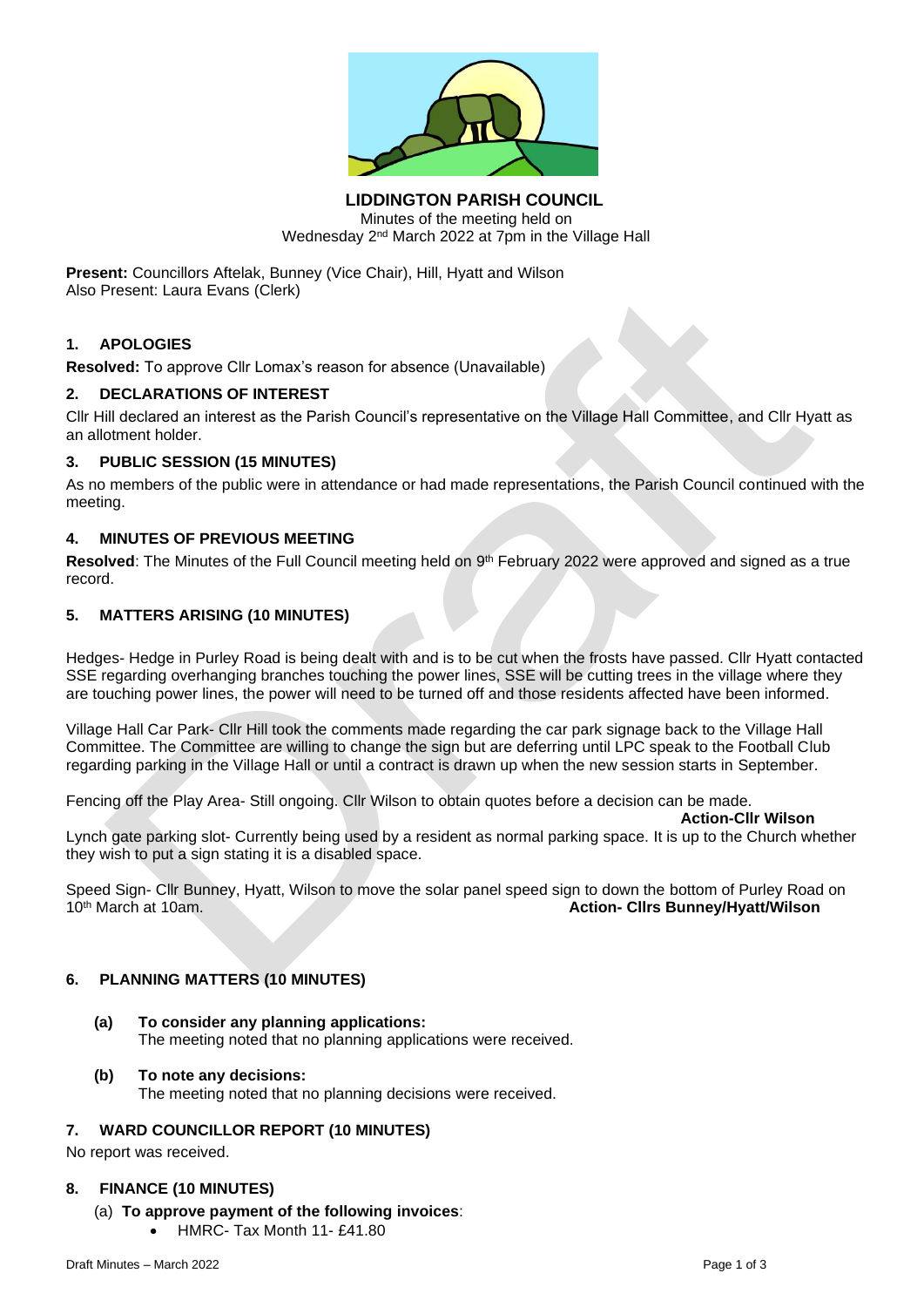# LIDDINGTON PARISH COUNCIL

Minutes of the meeting held on
Wednesday 2nd March 2022 at 7pm in the Village Hall

**Present:** Councillors Aftelak, Bunney (Vice Chair), Hill, Hyatt and Wilson
Also Present: Laura Evans (Clerk)

## 1. APOLOGIES

**Resolved:** To approve Cllr Lomax's reason for absence (Unavailable)

## 2. DECLARATIONS OF INTEREST

Cllr Hill declared an interest as the Parish Council's representative on the Village Hall Committee, and Cllr Hyatt as an allotment holder.

## 3. PUBLIC SESSION (15 MINUTES)

As no members of the public were in attendance or had made representations, the Parish Council continued with the meeting.

## 4. MINUTES OF PREVIOUS MEETING

**Resolved**: The Minutes of the Full Council meeting held on 9th February 2022 were approved and signed as a true record.

## 5. MATTERS ARISING (10 MINUTES)

Hedges- Hedge in Purley Road is being dealt with and is to be cut when the frosts have passed. Cllr Hyatt contacted SSE regarding overhanging branches touching the power lines, SSE will be cutting trees in the village where they are touching power lines, the power will need to be turned off and those residents affected have been informed.

Village Hall Car Park- Cllr Hill took the comments made regarding the car park signage back to the Village Hall Committee. The Committee are willing to change the sign but are deferring until LPC speak to the Football Club regarding parking in the Village Hall or until a contract is drawn up when the new session starts in September.

Fencing off the Play Area- Still ongoing. Cllr Wilson to obtain quotes before a decision can be made.

**Action-Cllr Wilson**

Lynch gate parking slot- Currently being used by a resident as normal parking space. It is up to the Church whether they wish to put a sign stating it is a disabled space.

Speed Sign- Cllr Bunney, Hyatt, Wilson to move the solar panel speed sign to down the bottom of Purley Road on 10th March at 10am. **Action- Cllrs Bunney/Hyatt/Wilson**

## 6. PLANNING MATTERS (10 MINUTES)

**(a) To consider any planning applications:**
The meeting noted that no planning applications were received.

**(b) To note any decisions:**
The meeting noted that no planning decisions were received.

## 7. WARD COUNCILLOR REPORT (10 MINUTES)

No report was received.

## 8. FINANCE (10 MINUTES)

(a) **To approve payment of the following invoices**:

- HMRC- Tax Month 11- £41.80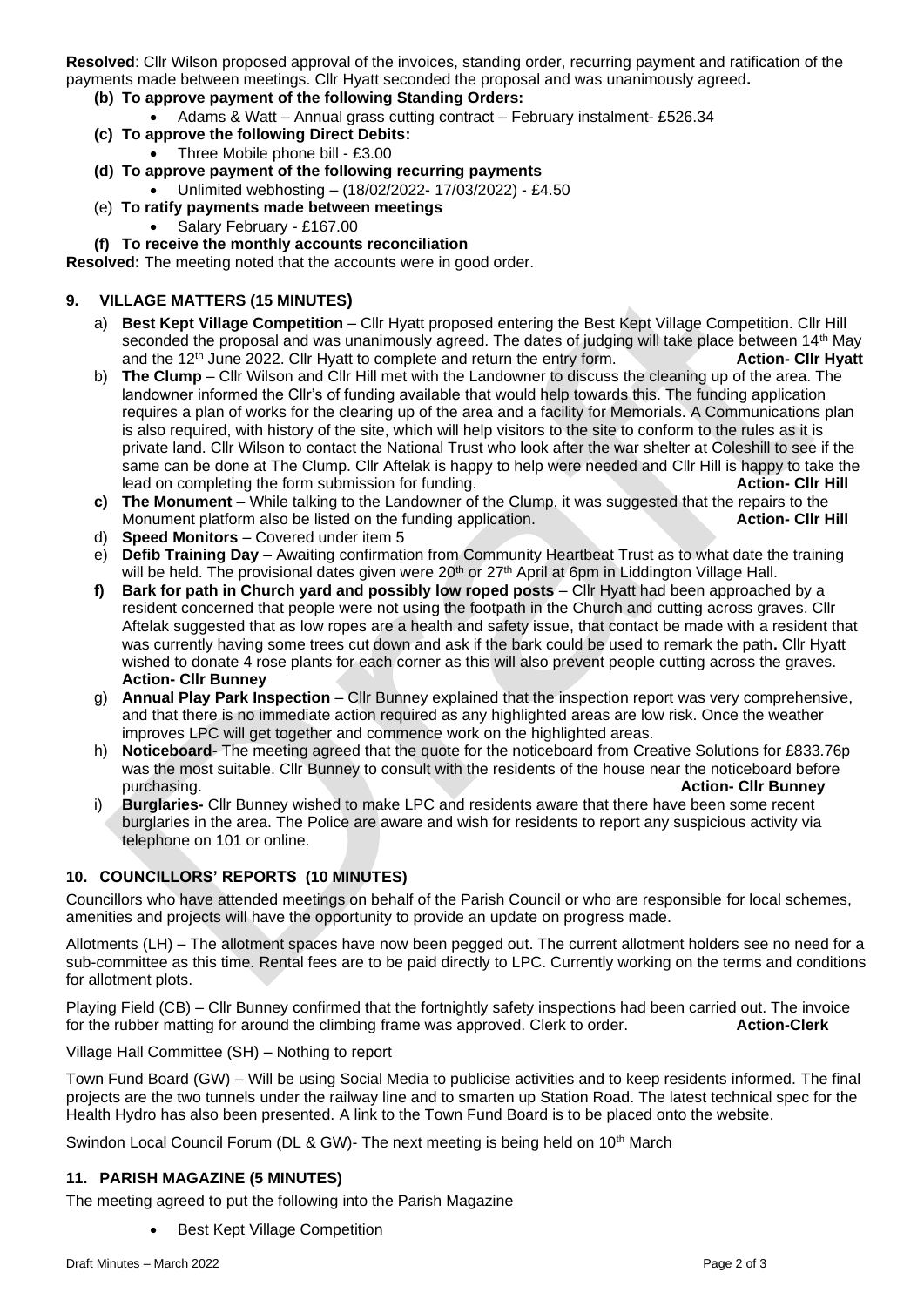**Resolved**: Cllr Wilson proposed approval of the invoices, standing order, recurring payment and ratification of the payments made between meetings. Cllr Hyatt seconded the proposal and was unanimously agreed**.**

**(b) To approve payment of the following Standing Orders:**

- Adams & Watt – Annual grass cutting contract – February instalment- £526.34

**(c) To approve the following Direct Debits:**

- Three Mobile phone bill - £3.00

**(d) To approve payment of the following recurring payments**

- Unlimited webhosting – (18/02/2022- 17/03/2022) - £4.50

(e) **To ratify payments made between meetings**

- Salary February - £167.00

**(f) To receive the monthly accounts reconciliation**

**Resolved:** The meeting noted that the accounts were in good order.

## 9. VILLAGE MATTERS (15 MINUTES)

a) **Best Kept Village Competition** – Cllr Hyatt proposed entering the Best Kept Village Competition. Cllr Hill seconded the proposal and was unanimously agreed. The dates of judging will take place between 14th May and the 12th June 2022. Cllr Hyatt to complete and return the entry form. **Action- Cllr Hyatt**

b) **The Clump** – Cllr Wilson and Cllr Hill met with the Landowner to discuss the cleaning up of the area. The landowner informed the Cllr's of funding available that would help towards this. The funding application requires a plan of works for the clearing up of the area and a facility for Memorials. A Communications plan is also required, with history of the site, which will help visitors to the site to conform to the rules as it is private land. Cllr Wilson to contact the National Trust who look after the war shelter at Coleshill to see if the same can be done at The Clump. Cllr Aftelak is happy to help were needed and Cllr Hill is happy to take the lead on completing the form submission for funding. **Action- Cllr Hill**

**c) The Monument** – While talking to the Landowner of the Clump, it was suggested that the repairs to the Monument platform also be listed on the funding application. **Action- Cllr Hill**

d) **Speed Monitors** – Covered under item 5

e) **Defib Training Day** – Awaiting confirmation from Community Heartbeat Trust as to what date the training will be held. The provisional dates given were 20th or 27th April at 6pm in Liddington Village Hall.

**f) Bark for path in Church yard and possibly low roped posts** – Cllr Hyatt had been approached by a resident concerned that people were not using the footpath in the Church and cutting across graves. Cllr Aftelak suggested that as low ropes are a health and safety issue, that contact be made with a resident that was currently having some trees cut down and ask if the bark could be used to remark the path**.** Cllr Hyatt wished to donate 4 rose plants for each corner as this will also prevent people cutting across the graves. **Action- Cllr Bunney**

g) **Annual Play Park Inspection** – Cllr Bunney explained that the inspection report was very comprehensive, and that there is no immediate action required as any highlighted areas are low risk. Once the weather improves LPC will get together and commence work on the highlighted areas.

h) **Noticeboard**- The meeting agreed that the quote for the noticeboard from Creative Solutions for £833.76p was the most suitable. Cllr Bunney to consult with the residents of the house near the noticeboard before purchasing. **Action- Cllr Bunney**

i) **Burglaries-** Cllr Bunney wished to make LPC and residents aware that there have been some recent burglaries in the area. The Police are aware and wish for residents to report any suspicious activity via telephone on 101 or online.

## 10. COUNCILLORS' REPORTS (10 MINUTES)

Councillors who have attended meetings on behalf of the Parish Council or who are responsible for local schemes, amenities and projects will have the opportunity to provide an update on progress made.

Allotments (LH) – The allotment spaces have now been pegged out. The current allotment holders see no need for a sub-committee as this time. Rental fees are to be paid directly to LPC. Currently working on the terms and conditions for allotment plots.

Playing Field (CB) – Cllr Bunney confirmed that the fortnightly safety inspections had been carried out. The invoice for the rubber matting for around the climbing frame was approved. Clerk to order. **Action-Clerk**

Village Hall Committee (SH) – Nothing to report

Town Fund Board (GW) – Will be using Social Media to publicise activities and to keep residents informed. The final projects are the two tunnels under the railway line and to smarten up Station Road. The latest technical spec for the Health Hydro has also been presented. A link to the Town Fund Board is to be placed onto the website.

Swindon Local Council Forum (DL & GW)- The next meeting is being held on 10th March

## 11. PARISH MAGAZINE (5 MINUTES)

The meeting agreed to put the following into the Parish Magazine

- Best Kept Village Competition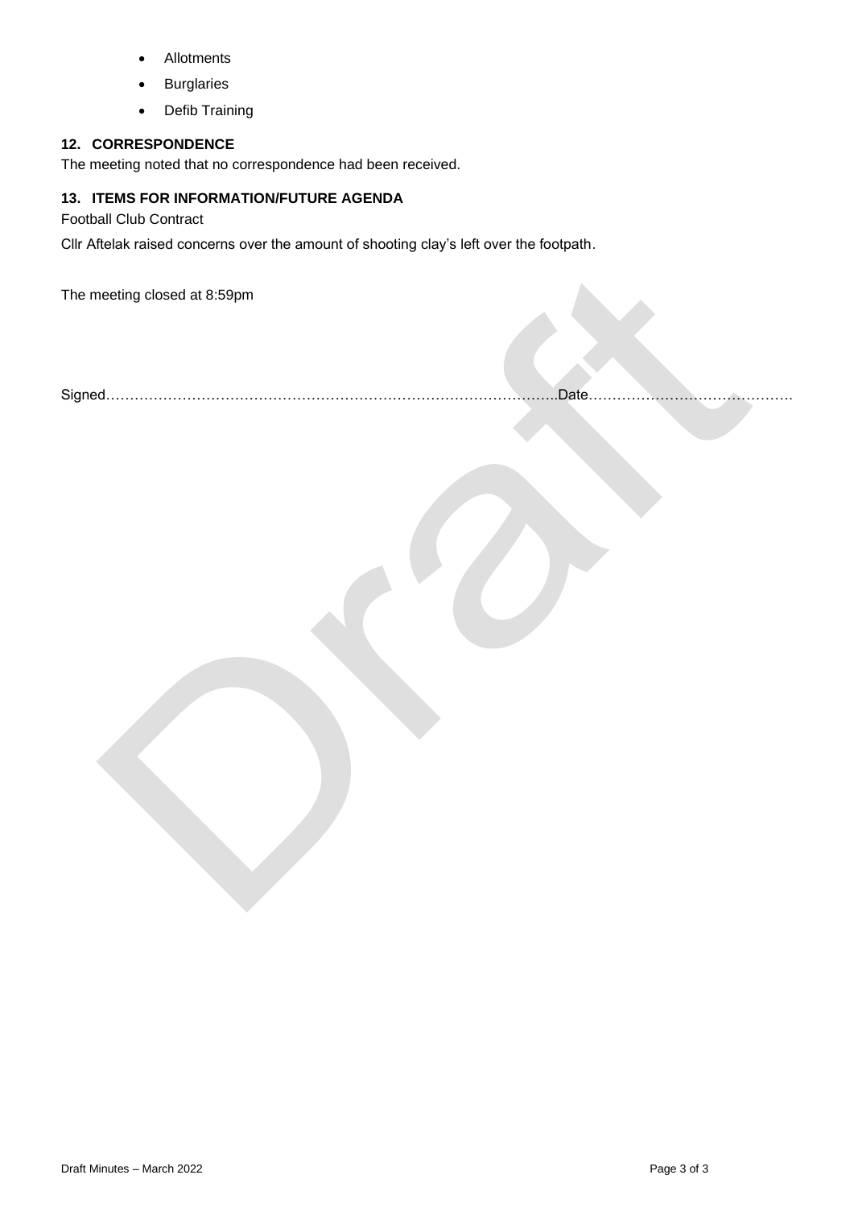- Allotments
- Burglaries
- Defib Training

**12. CORRESPONDENCE**

The meeting noted that no correspondence had been received.

**13. ITEMS FOR INFORMATION/FUTURE AGENDA**

Football Club Contract

Cllr Aftelak raised concerns over the amount of shooting clay's left over the footpath.

The meeting closed at 8:59pm

Signed………………………………………………………………………………….Date……………………………………